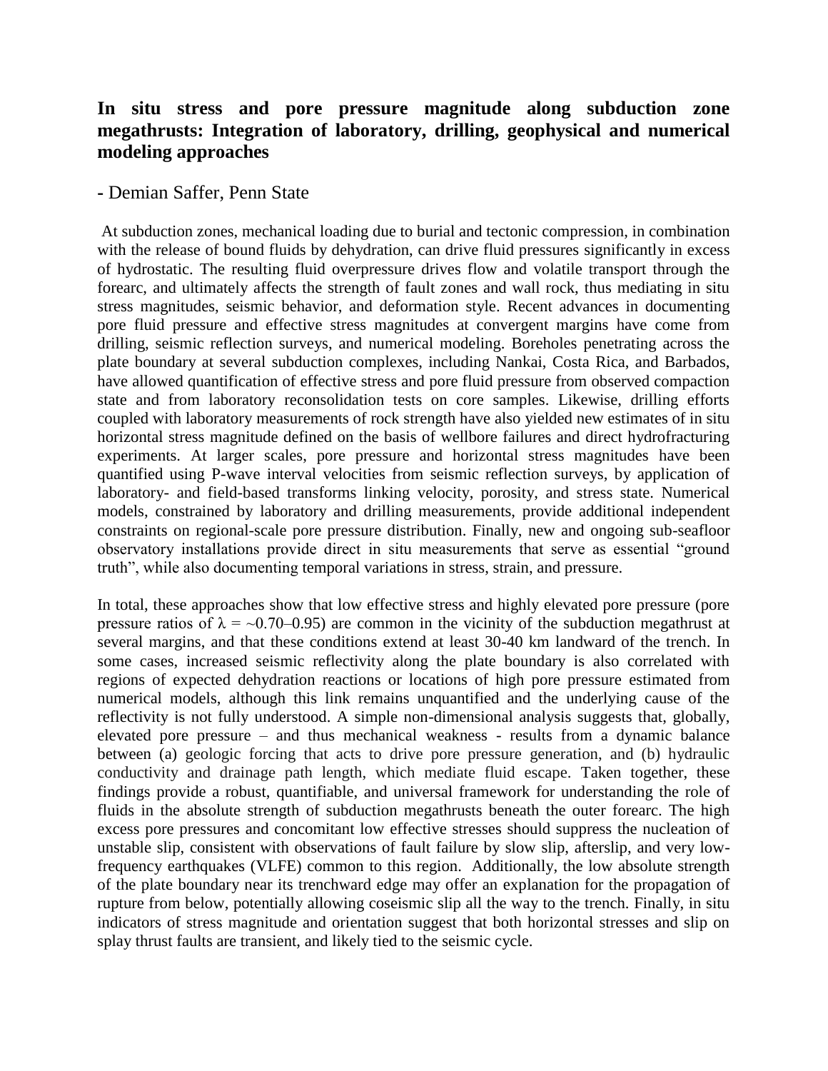# In situ stress and pore pressure magnitude along subduction zone megathrusts: Integration of laboratory, drilling, geophysical and numerical modeling approaches

- Demian Saffer, Penn State

At subduction zones, mechanical loading due to burial and tectonic compression, in combination with the release of bound fluids by dehydration, can drive fluid pressures significantly in excess of hydrostatic. The resulting fluid overpressure drives flow and volatile transport through the forearc, and ultimately affects the strength of fault zones and wall rock, thus mediating in situ stress magnitudes, seismic behavior, and deformation style. Recent advances in documenting pore fluid pressure and effective stress magnitudes at convergent margins have come from drilling, seismic reflection surveys, and numerical modeling. Boreholes penetrating across the plate boundary at several subduction complexes, including Nankai, Costa Rica, and Barbados, have allowed quantification of effective stress and pore fluid pressure from observed compaction state and from laboratory reconsolidation tests on core samples. Likewise, drilling efforts coupled with laboratory measurements of rock strength have also yielded new estimates of in situ horizontal stress magnitude defined on the basis of wellbore failures and direct hydrofracturing experiments. At larger scales, pore pressure and horizontal stress magnitudes have been quantified using P-wave interval velocities from seismic reflection surveys, by application of laboratory- and field-based transforms linking velocity, porosity, and stress state. Numerical models, constrained by laboratory and drilling measurements, provide additional independent constraints on regional-scale pore pressure distribution. Finally, new and ongoing sub-seafloor observatory installations provide direct in situ measurements that serve as essential "ground truth", while also documenting temporal variations in stress, strain, and pressure.

In total, these approaches show that low effective stress and highly elevated pore pressure (pore pressure ratios of $\lambda = \sim 0.70–0.95$) are common in the vicinity of the subduction megathrust at several margins, and that these conditions extend at least 30-40 km landward of the trench. In some cases, increased seismic reflectivity along the plate boundary is also correlated with regions of expected dehydration reactions or locations of high pore pressure estimated from numerical models, although this link remains unquantified and the underlying cause of the reflectivity is not fully understood. A simple non-dimensional analysis suggests that, globally, elevated pore pressure – and thus mechanical weakness - results from a dynamic balance between (a) geologic forcing that acts to drive pore pressure generation, and (b) hydraulic conductivity and drainage path length, which mediate fluid escape. Taken together, these findings provide a robust, quantifiable, and universal framework for understanding the role of fluids in the absolute strength of subduction megathrusts beneath the outer forearc. The high excess pore pressures and concomitant low effective stresses should suppress the nucleation of unstable slip, consistent with observations of fault failure by slow slip, afterslip, and very low-frequency earthquakes (VLFE) common to this region. Additionally, the low absolute strength of the plate boundary near its trenchward edge may offer an explanation for the propagation of rupture from below, potentially allowing coseismic slip all the way to the trench. Finally, in situ indicators of stress magnitude and orientation suggest that both horizontal stresses and slip on splay thrust faults are transient, and likely tied to the seismic cycle.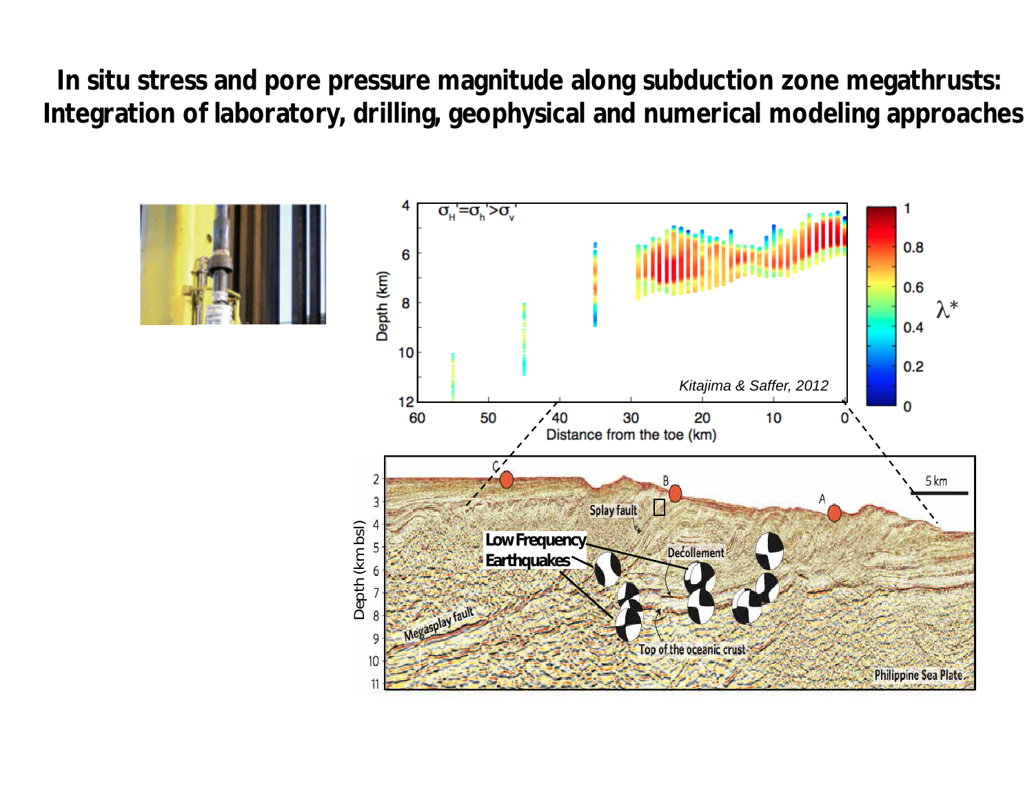# In situ stress and pore pressure magnitude along subduction zone megathrusts: Integration of laboratory, drilling, geophysical and numerical modeling approaches

$\sigma_H' = \sigma_h' > \sigma_v'$

Depth (km)

4
6
8
10
12

60 50 40 30 20 10 0

Distance from the toe (km)

*Kitajima & Saffer, 2012*

1
0.8
0.6
0.4
0.2
0

$\lambda^*$

Depth (km bsl)

2
3
4
5
6
7
8
9
10
11

C
B
A

5 km

Splay fault

Low Frequency Earthquakes

Décollement

Top of the oceanic crust

Megasplay fault

Philippine Sea Plate